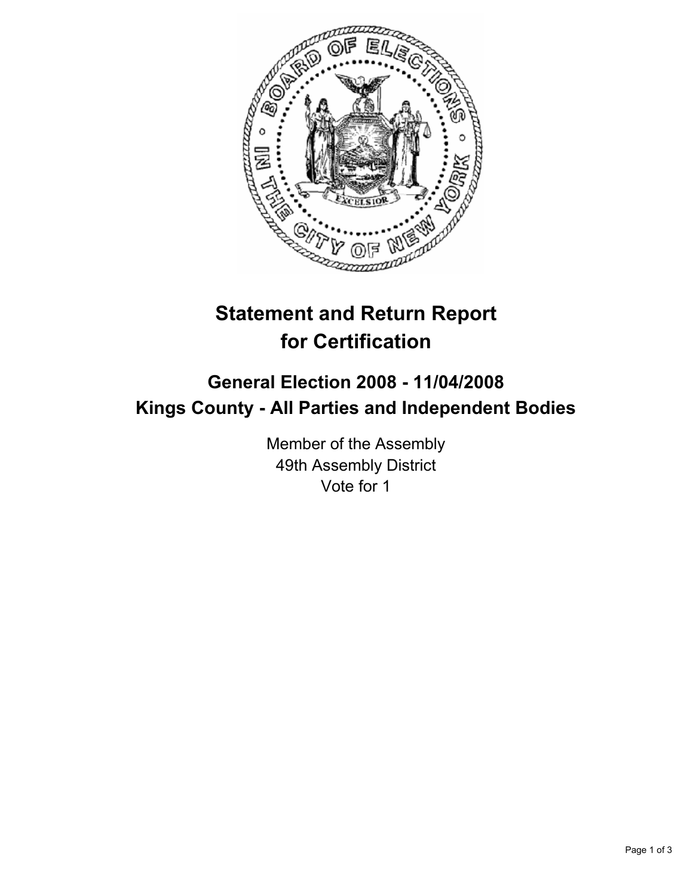# Statement and Return Report for Certification

## General Election 2008 - 11/04/2008
## Kings County - All Parties and Independent Bodies

Member of the Assembly
49th Assembly District
Vote for 1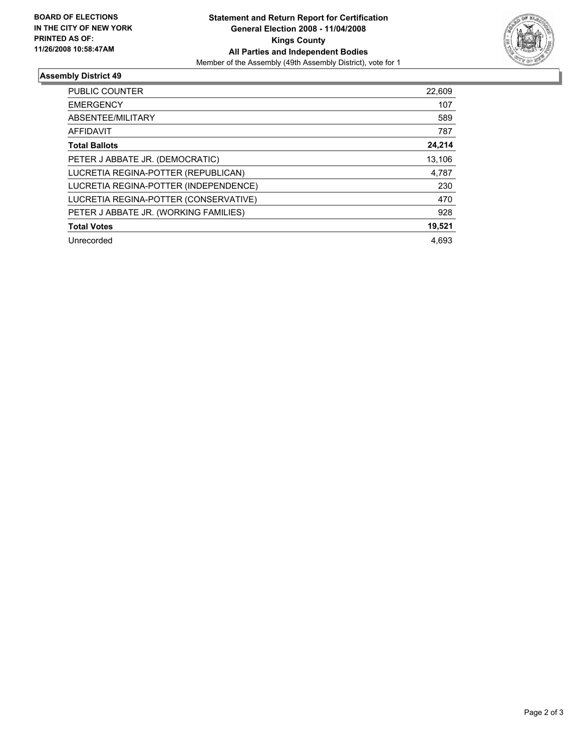**BOARD OF ELECTIONS IN THE CITY OF NEW YORK PRINTED AS OF: 11/26/2008 10:58:47AM**

# Statement and Return Report for Certification
## General Election 2008 - 11/04/2008
## Kings County
## All Parties and Independent Bodies

Member of the Assembly (49th Assembly District), vote for 1

### Assembly District 49

| | |
|---|---|
| PUBLIC COUNTER | 22,609 |
| EMERGENCY | 107 |
| ABSENTEE/MILITARY | 589 |
| AFFIDAVIT | 787 |
| **Total Ballots** | **24,214** |
| PETER J ABBATE JR. (DEMOCRATIC) | 13,106 |
| LUCRETIA REGINA-POTTER (REPUBLICAN) | 4,787 |
| LUCRETIA REGINA-POTTER (INDEPENDENCE) | 230 |
| LUCRETIA REGINA-POTTER (CONSERVATIVE) | 470 |
| PETER J ABBATE JR. (WORKING FAMILIES) | 928 |
| **Total Votes** | **19,521** |
| Unrecorded | 4,693 |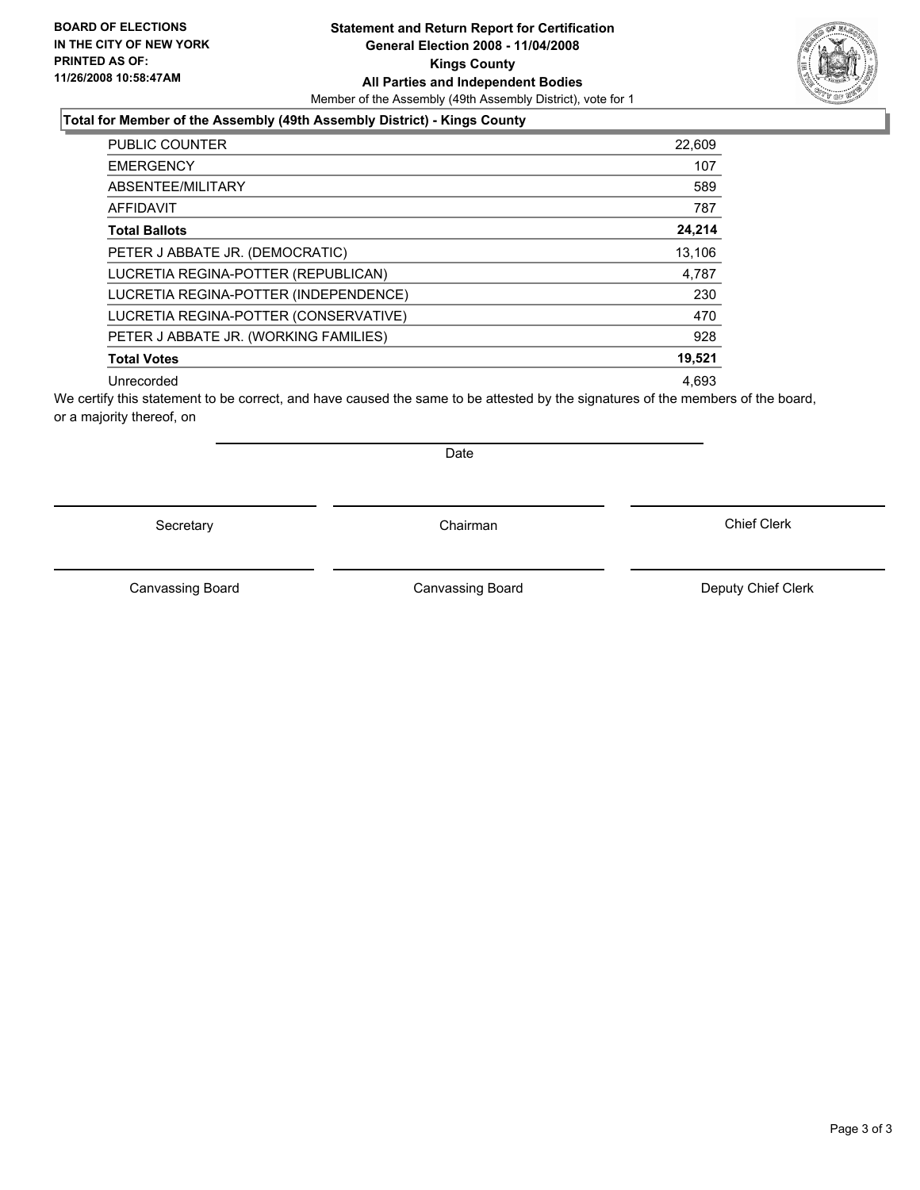**BOARD OF ELECTIONS IN THE CITY OF NEW YORK PRINTED AS OF: 11/26/2008 10:58:47AM**

**Statement and Return Report for Certification**
**General Election 2008 - 11/04/2008**
**Kings County**
**All Parties and Independent Bodies**
Member of the Assembly (49th Assembly District), vote for 1

**Total for Member of the Assembly (49th Assembly District) - Kings County**

| | |
|---|---|
| PUBLIC COUNTER | 22,609 |
| EMERGENCY | 107 |
| ABSENTEE/MILITARY | 589 |
| AFFIDAVIT | 787 |
| **Total Ballots** | **24,214** |
| PETER J ABBATE JR. (DEMOCRATIC) | 13,106 |
| LUCRETIA REGINA-POTTER (REPUBLICAN) | 4,787 |
| LUCRETIA REGINA-POTTER (INDEPENDENCE) | 230 |
| LUCRETIA REGINA-POTTER (CONSERVATIVE) | 470 |
| PETER J ABBATE JR. (WORKING FAMILIES) | 928 |
| **Total Votes** | **19,521** |
| Unrecorded | 4,693 |

We certify this statement to be correct, and have caused the same to be attested by the signatures of the members of the board, or a majority thereof, on

Date

Secretary

Chairman

Chief Clerk

Canvassing Board

Canvassing Board

Deputy Chief Clerk